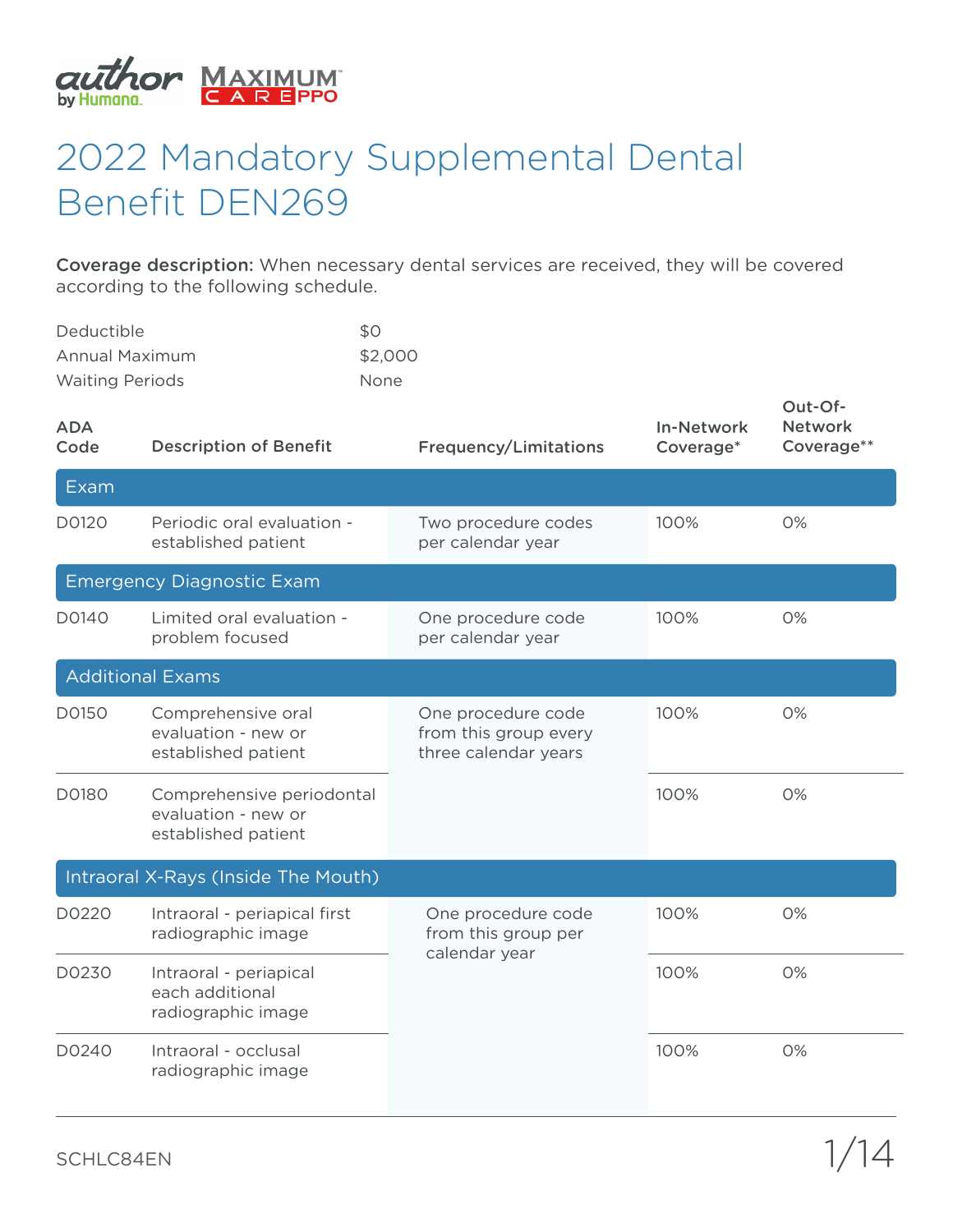# 2022 Mandatory Supplemental Dental Benefit DEN269

**Coverage description:** When necessary dental services are received, they will be covered according to the following schedule.

| | |
|---|---|
| Deductible | $0 |
| Annual Maximum | $2,000 |
| Waiting Periods | None |

| ADA Code | Description of Benefit | Frequency/Limitations | In-Network Coverage* | Out-Of-Network Coverage** |
|---|---|---|---|---|
| **Exam** | | | | |
| D0120 | Periodic oral evaluation - established patient | Two procedure codes per calendar year | 100% | 0% |
| **Emergency Diagnostic Exam** | | | | |
| D0140 | Limited oral evaluation - problem focused | One procedure code per calendar year | 100% | 0% |
| **Additional Exams** | | | | |
| D0150 | Comprehensive oral evaluation - new or established patient | One procedure code from this group every three calendar years | 100% | 0% |
| D0180 | Comprehensive periodontal evaluation - new or established patient | | 100% | 0% |
| **Intraoral X-Rays (Inside The Mouth)** | | | | |
| D0220 | Intraoral - periapical first radiographic image | One procedure code from this group per calendar year | 100% | 0% |
| D0230 | Intraoral - periapical each additional radiographic image | | 100% | 0% |
| D0240 | Intraoral - occlusal radiographic image | | 100% | 0% |

SCHLC84EN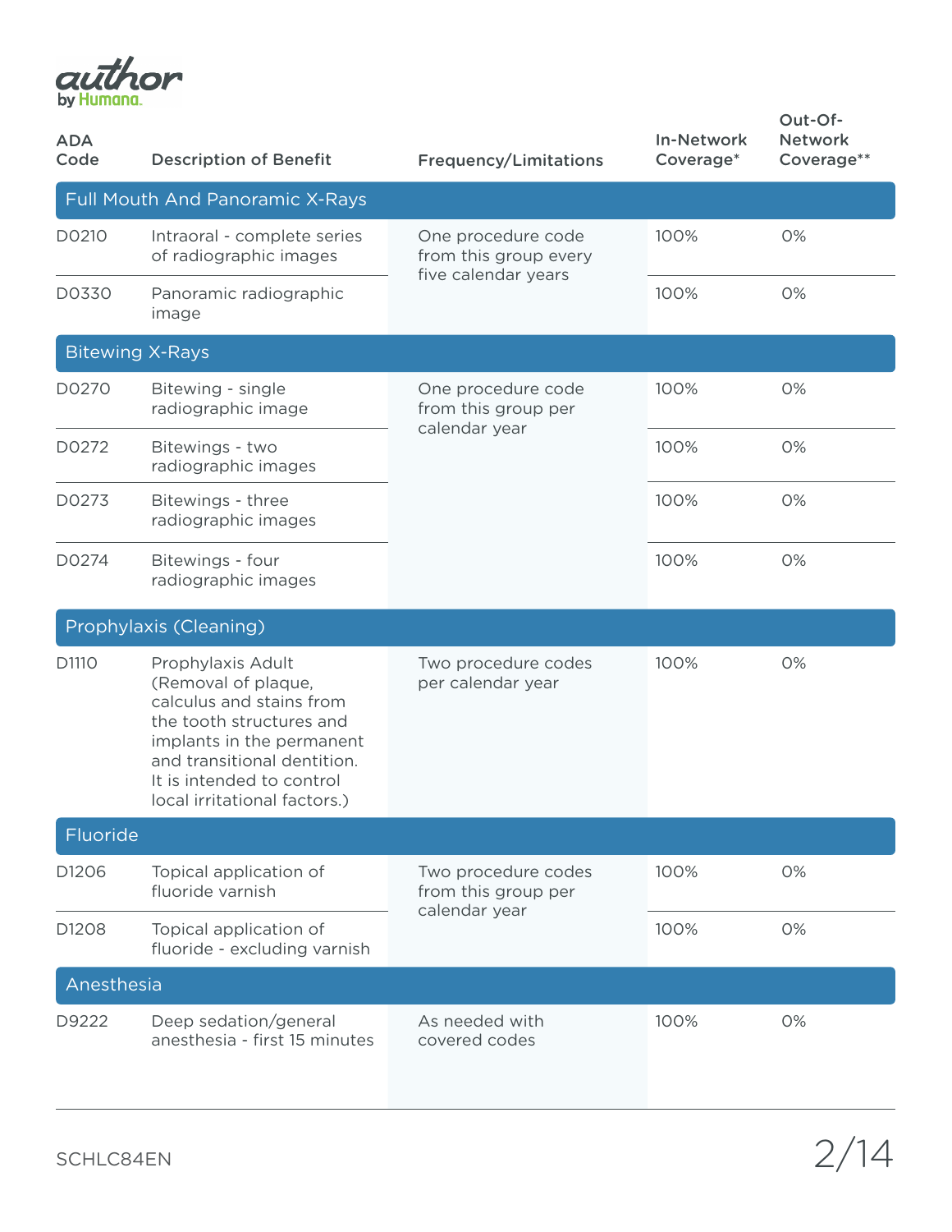| ADA Code | Description of Benefit | Frequency/Limitations | In-Network Coverage* | Out-Of-Network Coverage** |
|---|---|---|---|---|
| **Full Mouth And Panoramic X-Rays** | | | | |
| D0210 | Intraoral - complete series of radiographic images | One procedure code from this group every five calendar years | 100% | 0% |
| D0330 | Panoramic radiographic image | | 100% | 0% |
| **Bitewing X-Rays** | | | | |
| D0270 | Bitewing - single radiographic image | One procedure code from this group per calendar year | 100% | 0% |
| D0272 | Bitewings - two radiographic images | | 100% | 0% |
| D0273 | Bitewings - three radiographic images | | 100% | 0% |
| D0274 | Bitewings - four radiographic images | | 100% | 0% |
| **Prophylaxis (Cleaning)** | | | | |
| D1110 | Prophylaxis Adult (Removal of plaque, calculus and stains from the tooth structures and implants in the permanent and transitional dentition. It is intended to control local irritational factors.) | Two procedure codes per calendar year | 100% | 0% |
| **Fluoride** | | | | |
| D1206 | Topical application of fluoride varnish | Two procedure codes from this group per calendar year | 100% | 0% |
| D1208 | Topical application of fluoride - excluding varnish | | 100% | 0% |
| **Anesthesia** | | | | |
| D9222 | Deep sedation/general anesthesia - first 15 minutes | As needed with covered codes | 100% | 0% |

SCHLC84EN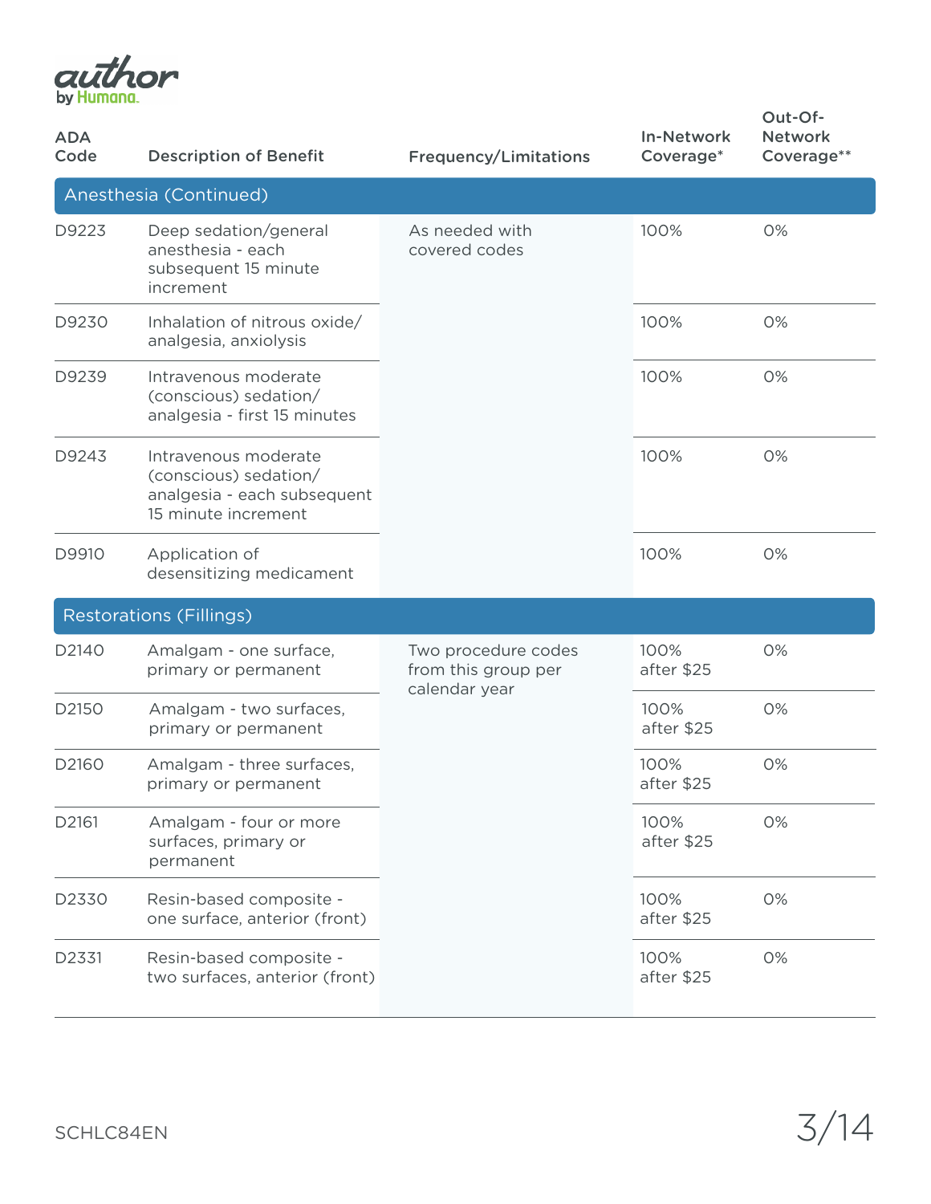| ADA Code | Description of Benefit | Frequency/Limitations | In-Network Coverage* | Out-Of-Network Coverage** |
|---|---|---|---|---|
| **Anesthesia (Continued)** | | | | |
| D9223 | Deep sedation/general anesthesia - each subsequent 15 minute increment | As needed with covered codes | 100% | 0% |
| D9230 | Inhalation of nitrous oxide/ analgesia, anxiolysis | | 100% | 0% |
| D9239 | Intravenous moderate (conscious) sedation/ analgesia - first 15 minutes | | 100% | 0% |
| D9243 | Intravenous moderate (conscious) sedation/ analgesia - each subsequent 15 minute increment | | 100% | 0% |
| D9910 | Application of desensitizing medicament | | 100% | 0% |
| **Restorations (Fillings)** | | | | |
| D2140 | Amalgam - one surface, primary or permanent | Two procedure codes from this group per calendar year | 100% after $25 | 0% |
| D2150 | Amalgam - two surfaces, primary or permanent | | 100% after $25 | 0% |
| D2160 | Amalgam - three surfaces, primary or permanent | | 100% after $25 | 0% |
| D2161 | Amalgam - four or more surfaces, primary or permanent | | 100% after $25 | 0% |
| D2330 | Resin-based composite - one surface, anterior (front) | | 100% after $25 | 0% |
| D2331 | Resin-based composite - two surfaces, anterior (front) | | 100% after $25 | 0% |

SCHLC84EN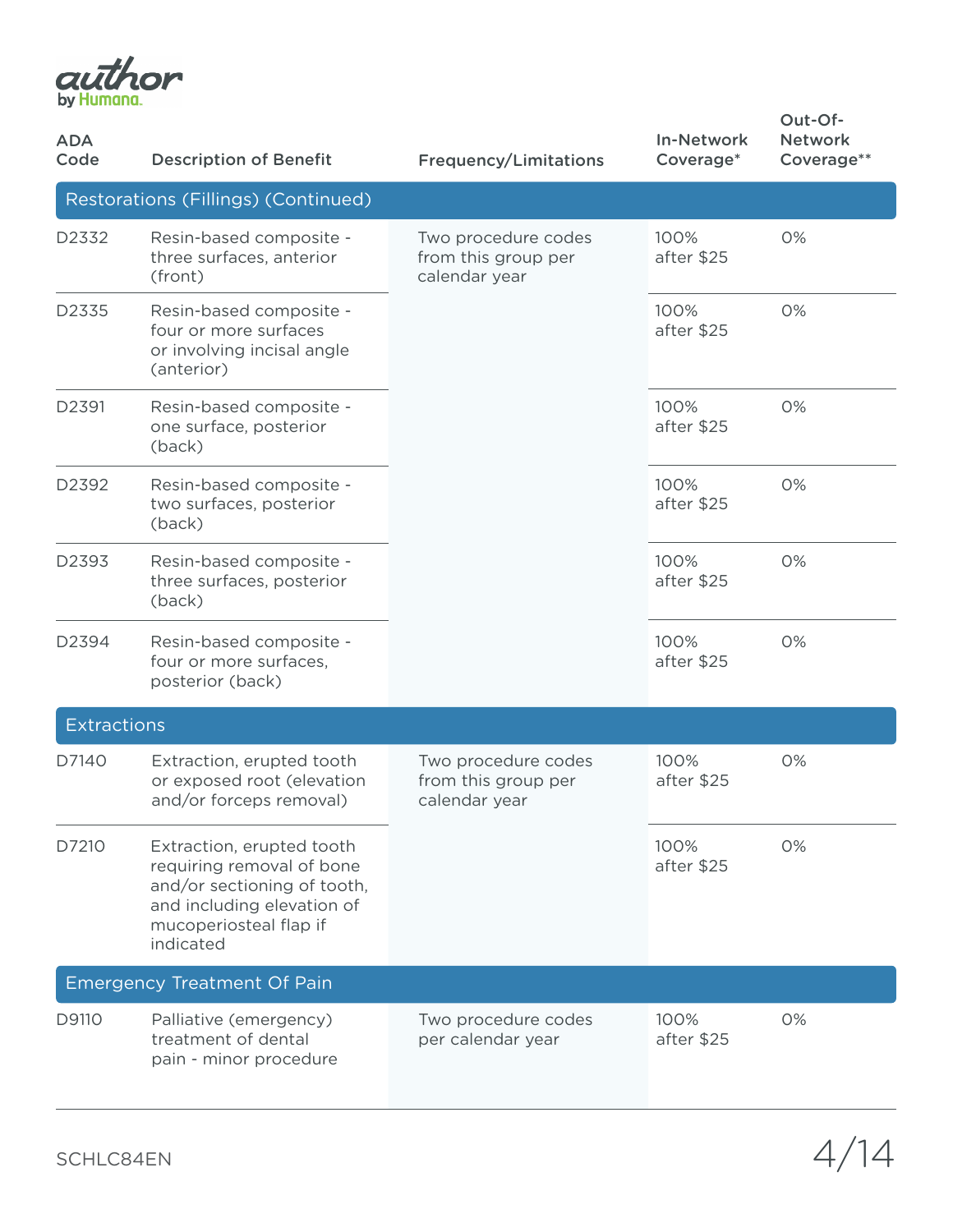| ADA Code | Description of Benefit | Frequency/Limitations | In-Network Coverage* | Out-Of-Network Coverage** |
|---|---|---|---|---|
| **Restorations (Fillings) (Continued)** | | | | |
| D2332 | Resin-based composite - three surfaces, anterior (front) | Two procedure codes from this group per calendar year | 100% after $25 | 0% |
| D2335 | Resin-based composite - four or more surfaces or involving incisal angle (anterior) | | 100% after $25 | 0% |
| D2391 | Resin-based composite - one surface, posterior (back) | | 100% after $25 | 0% |
| D2392 | Resin-based composite - two surfaces, posterior (back) | | 100% after $25 | 0% |
| D2393 | Resin-based composite - three surfaces, posterior (back) | | 100% after $25 | 0% |
| D2394 | Resin-based composite - four or more surfaces, posterior (back) | | 100% after $25 | 0% |
| **Extractions** | | | | |
| D7140 | Extraction, erupted tooth or exposed root (elevation and/or forceps removal) | Two procedure codes from this group per calendar year | 100% after $25 | 0% |
| D7210 | Extraction, erupted tooth requiring removal of bone and/or sectioning of tooth, and including elevation of mucoperiosteal flap if indicated | | 100% after $25 | 0% |
| **Emergency Treatment Of Pain** | | | | |
| D9110 | Palliative (emergency) treatment of dental pain - minor procedure | Two procedure codes per calendar year | 100% after $25 | 0% |

SCHLC84EN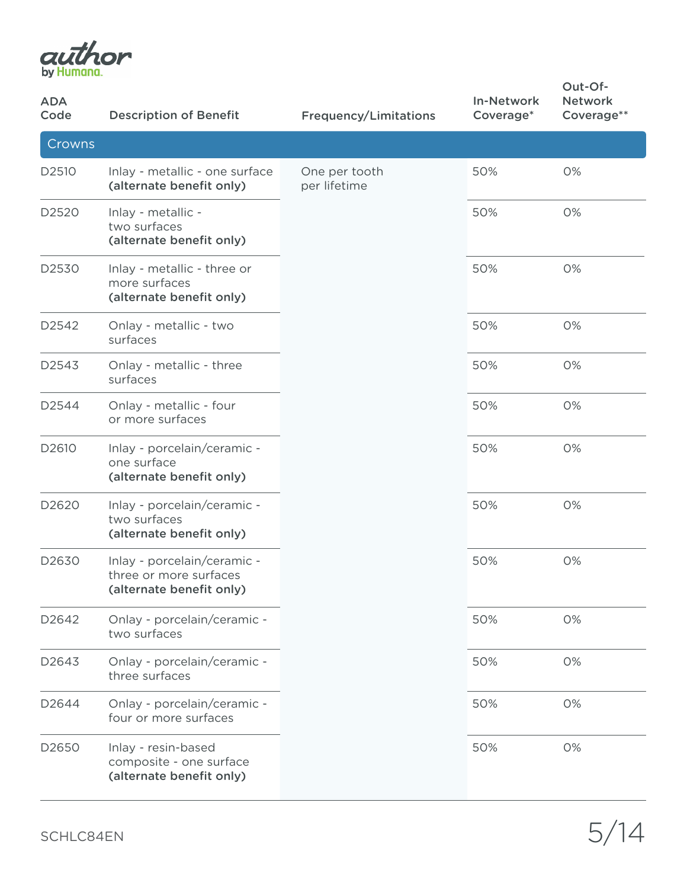| ADA Code | Description of Benefit | Frequency/Limitations | In-Network Coverage* | Out-Of-Network Coverage** |
|---|---|---|---|---|
| **Crowns** | | | | |
| D2510 | Inlay - metallic - one surface **(alternate benefit only)** | One per tooth per lifetime | 50% | 0% |
| D2520 | Inlay - metallic - two surfaces **(alternate benefit only)** | | 50% | 0% |
| D2530 | Inlay - metallic - three or more surfaces **(alternate benefit only)** | | 50% | 0% |
| D2542 | Onlay - metallic - two surfaces | | 50% | 0% |
| D2543 | Onlay - metallic - three surfaces | | 50% | 0% |
| D2544 | Onlay - metallic - four or more surfaces | | 50% | 0% |
| D2610 | Inlay - porcelain/ceramic - one surface **(alternate benefit only)** | | 50% | 0% |
| D2620 | Inlay - porcelain/ceramic - two surfaces **(alternate benefit only)** | | 50% | 0% |
| D2630 | Inlay - porcelain/ceramic - three or more surfaces **(alternate benefit only)** | | 50% | 0% |
| D2642 | Onlay - porcelain/ceramic - two surfaces | | 50% | 0% |
| D2643 | Onlay - porcelain/ceramic - three surfaces | | 50% | 0% |
| D2644 | Onlay - porcelain/ceramic - four or more surfaces | | 50% | 0% |
| D2650 | Inlay - resin-based composite - one surface **(alternate benefit only)** | | 50% | 0% |

SCHLC84EN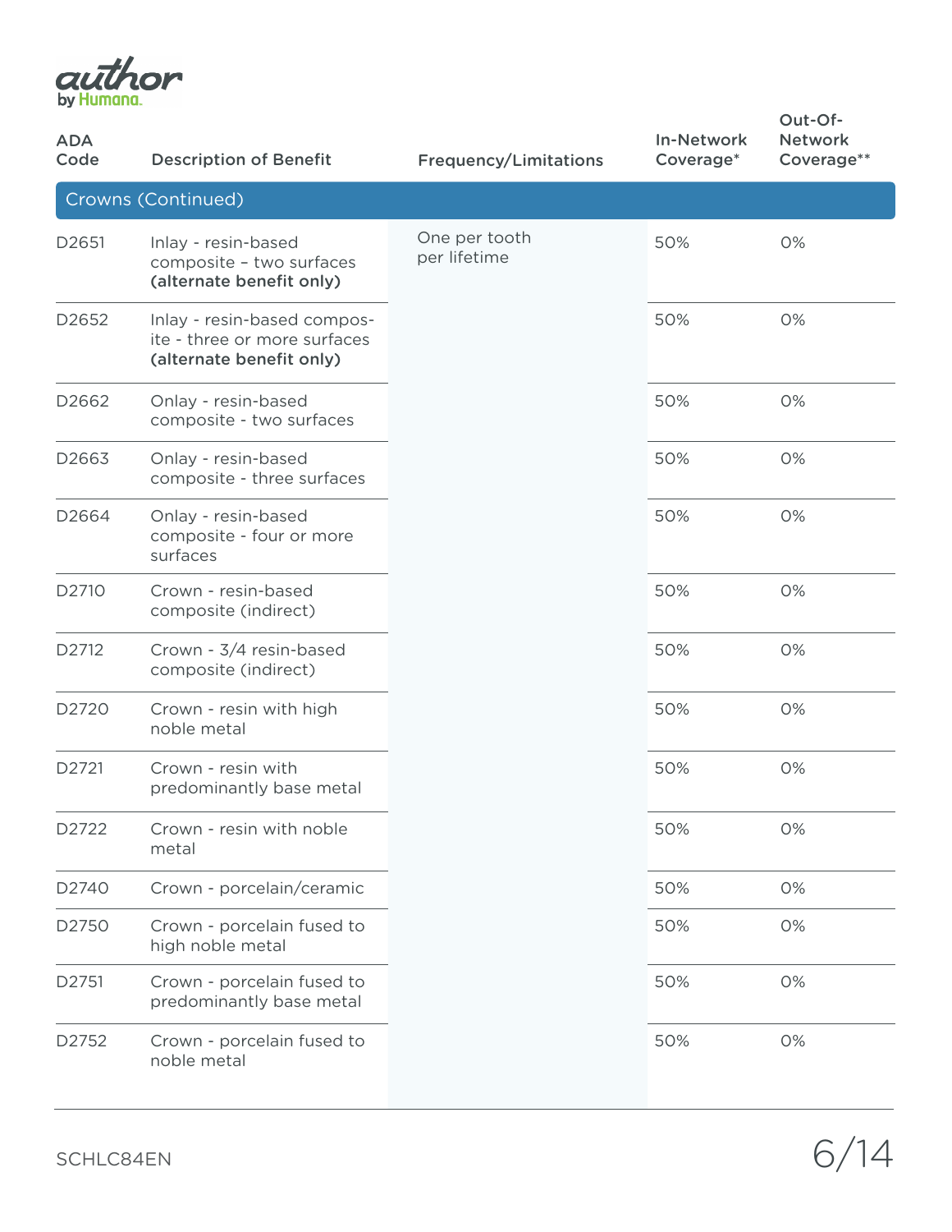| ADA Code | Description of Benefit | Frequency/Limitations | In-Network Coverage* | Out-Of-Network Coverage** |
|---|---|---|---|---|
| **Crowns (Continued)** | | | | |
| D2651 | Inlay - resin-based composite – two surfaces **(alternate benefit only)** | One per tooth per lifetime | 50% | 0% |
| D2652 | Inlay - resin-based composite - three or more surfaces **(alternate benefit only)** | | 50% | 0% |
| D2662 | Onlay - resin-based composite - two surfaces | | 50% | 0% |
| D2663 | Onlay - resin-based composite - three surfaces | | 50% | 0% |
| D2664 | Onlay - resin-based composite - four or more surfaces | | 50% | 0% |
| D2710 | Crown - resin-based composite (indirect) | | 50% | 0% |
| D2712 | Crown - 3/4 resin-based composite (indirect) | | 50% | 0% |
| D2720 | Crown - resin with high noble metal | | 50% | 0% |
| D2721 | Crown - resin with predominantly base metal | | 50% | 0% |
| D2722 | Crown - resin with noble metal | | 50% | 0% |
| D2740 | Crown - porcelain/ceramic | | 50% | 0% |
| D2750 | Crown - porcelain fused to high noble metal | | 50% | 0% |
| D2751 | Crown - porcelain fused to predominantly base metal | | 50% | 0% |
| D2752 | Crown - porcelain fused to noble metal | | 50% | 0% |

SCHLC84EN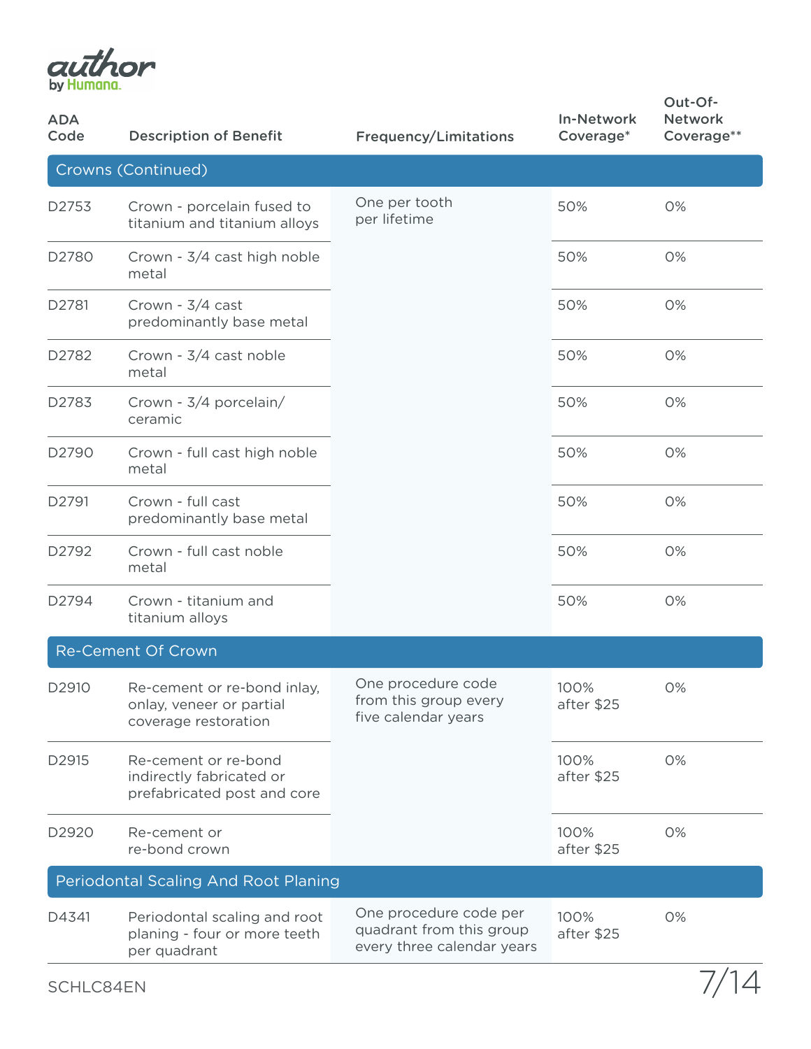| ADA Code | Description of Benefit | Frequency/Limitations | In-Network Coverage* | Out-Of-Network Coverage** |
|---|---|---|---|---|
| **Crowns (Continued)** | | | | |
| D2753 | Crown - porcelain fused to titanium and titanium alloys | One per tooth per lifetime | 50% | 0% |
| D2780 | Crown - 3/4 cast high noble metal | | 50% | 0% |
| D2781 | Crown - 3/4 cast predominantly base metal | | 50% | 0% |
| D2782 | Crown - 3/4 cast noble metal | | 50% | 0% |
| D2783 | Crown - 3/4 porcelain/ ceramic | | 50% | 0% |
| D2790 | Crown - full cast high noble metal | | 50% | 0% |
| D2791 | Crown - full cast predominantly base metal | | 50% | 0% |
| D2792 | Crown - full cast noble metal | | 50% | 0% |
| D2794 | Crown - titanium and titanium alloys | | 50% | 0% |
| **Re-Cement Of Crown** | | | | |
| D2910 | Re-cement or re-bond inlay, onlay, veneer or partial coverage restoration | One procedure code from this group every five calendar years | 100% after $25 | 0% |
| D2915 | Re-cement or re-bond indirectly fabricated or prefabricated post and core | | 100% after $25 | 0% |
| D2920 | Re-cement or re-bond crown | | 100% after $25 | 0% |
| **Periodontal Scaling And Root Planing** | | | | |
| D4341 | Periodontal scaling and root planing - four or more teeth per quadrant | One procedure code per quadrant from this group every three calendar years | 100% after $25 | 0% |

SCHLC84EN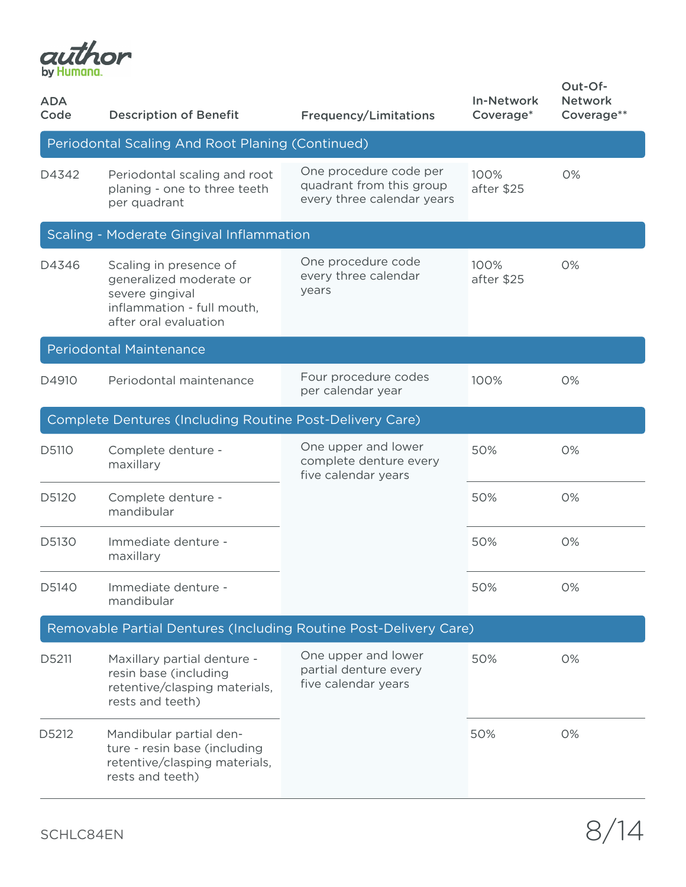| ADA Code | Description of Benefit | Frequency/Limitations | In-Network Coverage* | Out-Of-Network Coverage** |
|---|---|---|---|---|
| **Periodontal Scaling And Root Planing (Continued)** | | | | |
| D4342 | Periodontal scaling and root planing - one to three teeth per quadrant | One procedure code per quadrant from this group every three calendar years | 100% after $25 | 0% |
| **Scaling - Moderate Gingival Inflammation** | | | | |
| D4346 | Scaling in presence of generalized moderate or severe gingival inflammation - full mouth, after oral evaluation | One procedure code every three calendar years | 100% after $25 | 0% |
| **Periodontal Maintenance** | | | | |
| D4910 | Periodontal maintenance | Four procedure codes per calendar year | 100% | 0% |
| **Complete Dentures (Including Routine Post-Delivery Care)** | | | | |
| D5110 | Complete denture - maxillary | One upper and lower complete denture every five calendar years | 50% | 0% |
| D5120 | Complete denture - mandibular | | 50% | 0% |
| D5130 | Immediate denture - maxillary | | 50% | 0% |
| D5140 | Immediate denture - mandibular | | 50% | 0% |
| **Removable Partial Dentures (Including Routine Post-Delivery Care)** | | | | |
| D5211 | Maxillary partial denture - resin base (including retentive/clasping materials, rests and teeth) | One upper and lower partial denture every five calendar years | 50% | 0% |
| D5212 | Mandibular partial denture - resin base (including retentive/clasping materials, rests and teeth) | | 50% | 0% |

SCHLC84EN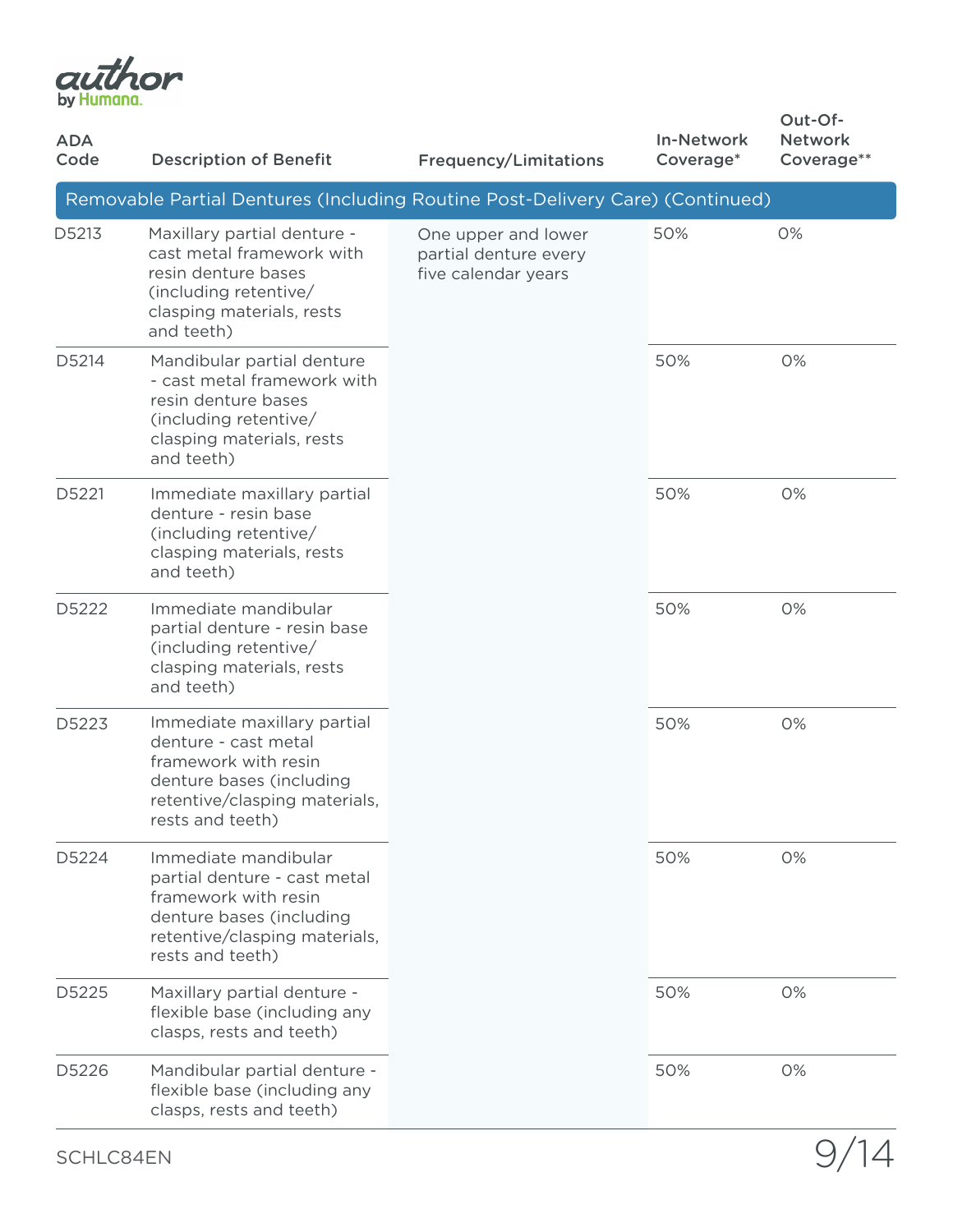| ADA Code | Description of Benefit | Frequency/Limitations | In-Network Coverage* | Out-Of-Network Coverage** |
| --- | --- | --- | --- | --- |
| **Removable Partial Dentures (Including Routine Post-Delivery Care) (Continued)** | | | | |
| D5213 | Maxillary partial denture - cast metal framework with resin denture bases (including retentive/clasping materials, rests and teeth) | One upper and lower partial denture every five calendar years | 50% | 0% |
| D5214 | Mandibular partial denture - cast metal framework with resin denture bases (including retentive/clasping materials, rests and teeth) | | 50% | 0% |
| D5221 | Immediate maxillary partial denture - resin base (including retentive/clasping materials, rests and teeth) | | 50% | 0% |
| D5222 | Immediate mandibular partial denture - resin base (including retentive/clasping materials, rests and teeth) | | 50% | 0% |
| D5223 | Immediate maxillary partial denture - cast metal framework with resin denture bases (including retentive/clasping materials, rests and teeth) | | 50% | 0% |
| D5224 | Immediate mandibular partial denture - cast metal framework with resin denture bases (including retentive/clasping materials, rests and teeth) | | 50% | 0% |
| D5225 | Maxillary partial denture - flexible base (including any clasps, rests and teeth) | | 50% | 0% |
| D5226 | Mandibular partial denture - flexible base (including any clasps, rests and teeth) | | 50% | 0% |

SCHLC84EN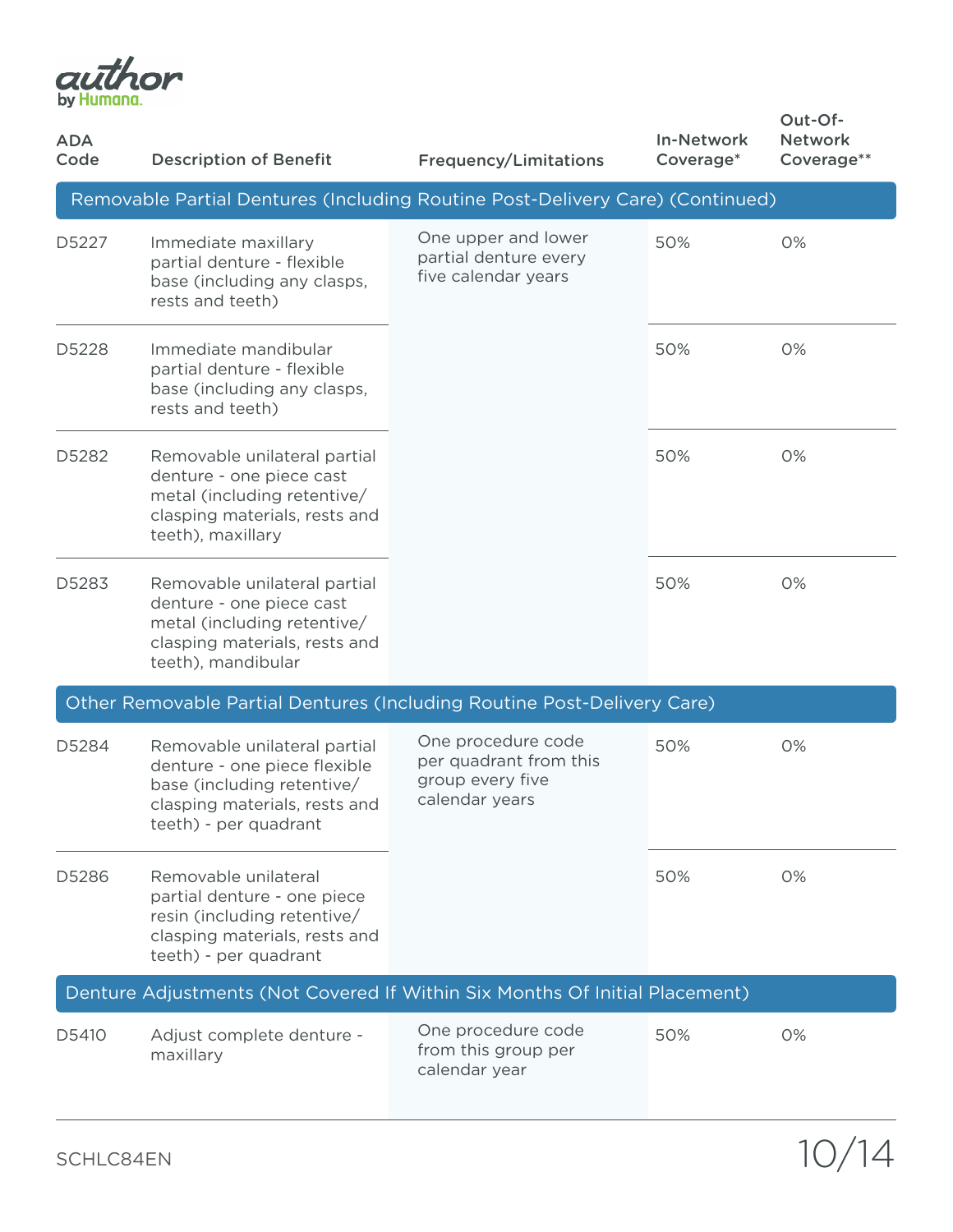| ADA Code | Description of Benefit | Frequency/Limitations | In-Network Coverage* | Out-Of-Network Coverage** |
|---|---|---|---|---|
| **Removable Partial Dentures (Including Routine Post-Delivery Care) (Continued)** | | | | |
| D5227 | Immediate maxillary partial denture - flexible base (including any clasps, rests and teeth) | One upper and lower partial denture every five calendar years | 50% | 0% |
| D5228 | Immediate mandibular partial denture - flexible base (including any clasps, rests and teeth) | | 50% | 0% |
| D5282 | Removable unilateral partial denture - one piece cast metal (including retentive/ clasping materials, rests and teeth), maxillary | | 50% | 0% |
| D5283 | Removable unilateral partial denture - one piece cast metal (including retentive/ clasping materials, rests and teeth), mandibular | | 50% | 0% |
| **Other Removable Partial Dentures (Including Routine Post-Delivery Care)** | | | | |
| D5284 | Removable unilateral partial denture - one piece flexible base (including retentive/ clasping materials, rests and teeth) - per quadrant | One procedure code per quadrant from this group every five calendar years | 50% | 0% |
| D5286 | Removable unilateral partial denture - one piece resin (including retentive/ clasping materials, rests and teeth) - per quadrant | | 50% | 0% |
| **Denture Adjustments (Not Covered If Within Six Months Of Initial Placement)** | | | | |
| D5410 | Adjust complete denture - maxillary | One procedure code from this group per calendar year | 50% | 0% |

SCHLC84EN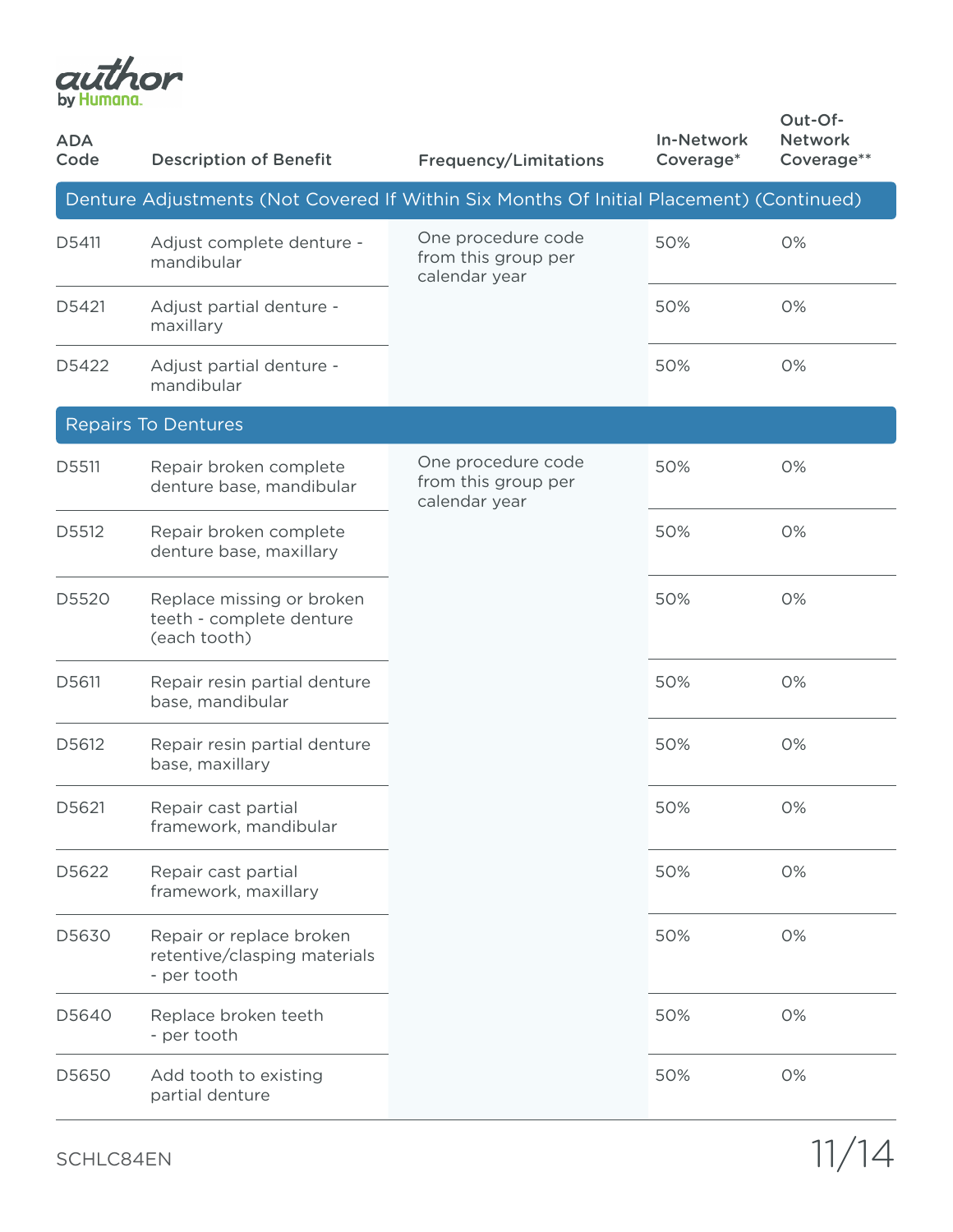| ADA Code | Description of Benefit | Frequency/Limitations | In-Network Coverage* | Out-Of-Network Coverage** |
|---|---|---|---|---|
| **Denture Adjustments (Not Covered If Within Six Months Of Initial Placement) (Continued)** | | | | |
| D5411 | Adjust complete denture - mandibular | One procedure code from this group per calendar year | 50% | 0% |
| D5421 | Adjust partial denture - maxillary | | 50% | 0% |
| D5422 | Adjust partial denture - mandibular | | 50% | 0% |
| **Repairs To Dentures** | | | | |
| D5511 | Repair broken complete denture base, mandibular | One procedure code from this group per calendar year | 50% | 0% |
| D5512 | Repair broken complete denture base, maxillary | | 50% | 0% |
| D5520 | Replace missing or broken teeth - complete denture (each tooth) | | 50% | 0% |
| D5611 | Repair resin partial denture base, mandibular | | 50% | 0% |
| D5612 | Repair resin partial denture base, maxillary | | 50% | 0% |
| D5621 | Repair cast partial framework, mandibular | | 50% | 0% |
| D5622 | Repair cast partial framework, maxillary | | 50% | 0% |
| D5630 | Repair or replace broken retentive/clasping materials - per tooth | | 50% | 0% |
| D5640 | Replace broken teeth - per tooth | | 50% | 0% |
| D5650 | Add tooth to existing partial denture | | 50% | 0% |

SCHLC84EN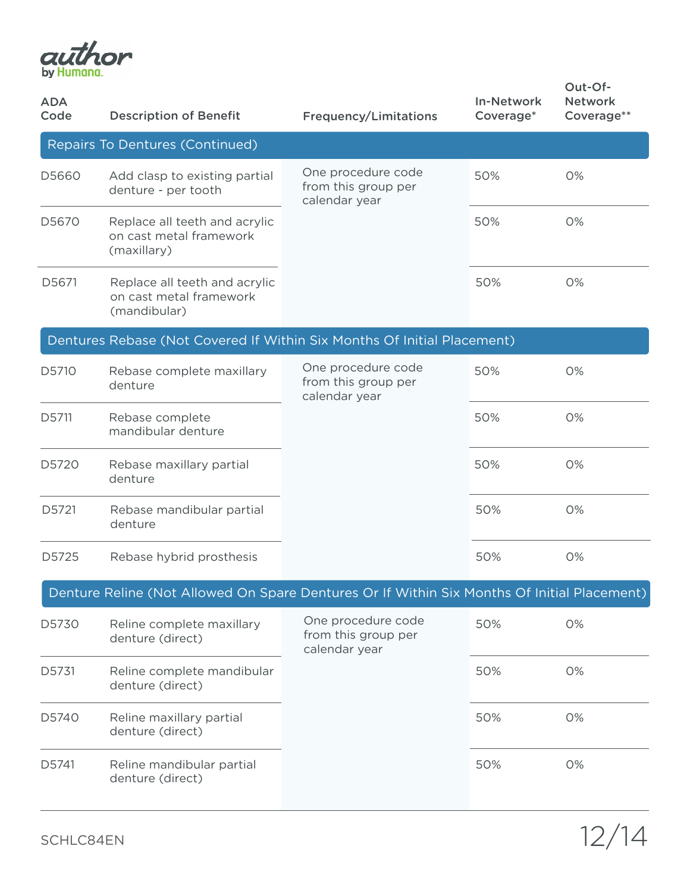| ADA Code | Description of Benefit | Frequency/Limitations | In-Network Coverage* | Out-Of-Network Coverage** |
|---|---|---|---|---|
| **Repairs To Dentures (Continued)** | | | | |
| D5660 | Add clasp to existing partial denture - per tooth | One procedure code from this group per calendar year | 50% | 0% |
| D5670 | Replace all teeth and acrylic on cast metal framework (maxillary) | | 50% | 0% |
| D5671 | Replace all teeth and acrylic on cast metal framework (mandibular) | | 50% | 0% |
| **Dentures Rebase (Not Covered If Within Six Months Of Initial Placement)** | | | | |
| D5710 | Rebase complete maxillary denture | One procedure code from this group per calendar year | 50% | 0% |
| D5711 | Rebase complete mandibular denture | | 50% | 0% |
| D5720 | Rebase maxillary partial denture | | 50% | 0% |
| D5721 | Rebase mandibular partial denture | | 50% | 0% |
| D5725 | Rebase hybrid prosthesis | | 50% | 0% |
| **Denture Reline (Not Allowed On Spare Dentures Or If Within Six Months Of Initial Placement)** | | | | |
| D5730 | Reline complete maxillary denture (direct) | One procedure code from this group per calendar year | 50% | 0% |
| D5731 | Reline complete mandibular denture (direct) | | 50% | 0% |
| D5740 | Reline maxillary partial denture (direct) | | 50% | 0% |
| D5741 | Reline mandibular partial denture (direct) | | 50% | 0% |

SCHLC84EN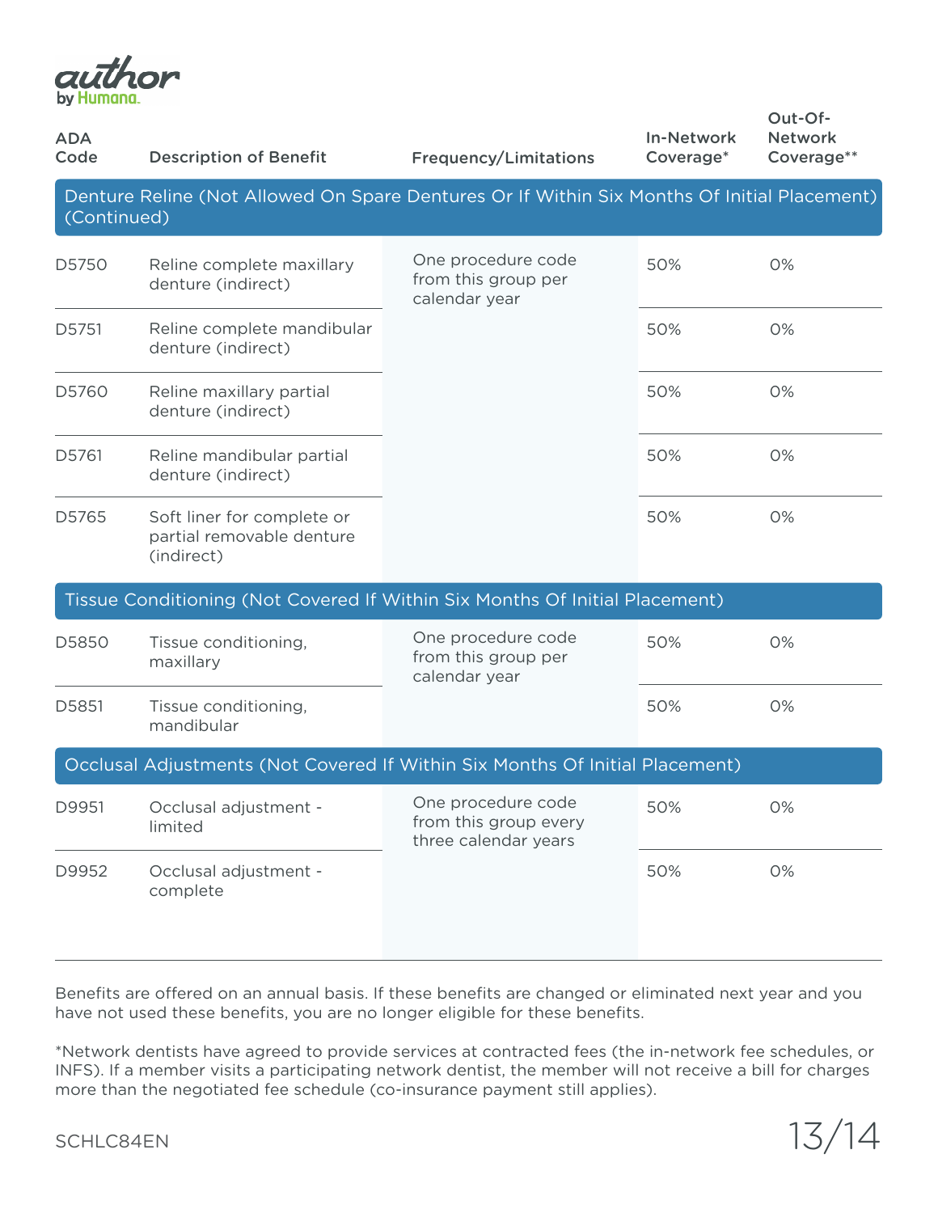| ADA Code | Description of Benefit | Frequency/Limitations | In-Network Coverage* | Out-Of-Network Coverage** |
|---|---|---|---|---|
| **Denture Reline (Not Allowed On Spare Dentures Or If Within Six Months Of Initial Placement) (Continued)** | | | | |
| D5750 | Reline complete maxillary denture (indirect) | One procedure code from this group per calendar year | 50% | 0% |
| D5751 | Reline complete mandibular denture (indirect) | | 50% | 0% |
| D5760 | Reline maxillary partial denture (indirect) | | 50% | 0% |
| D5761 | Reline mandibular partial denture (indirect) | | 50% | 0% |
| D5765 | Soft liner for complete or partial removable denture (indirect) | | 50% | 0% |
| **Tissue Conditioning (Not Covered If Within Six Months Of Initial Placement)** | | | | |
| D5850 | Tissue conditioning, maxillary | One procedure code from this group per calendar year | 50% | 0% |
| D5851 | Tissue conditioning, mandibular | | 50% | 0% |
| **Occlusal Adjustments (Not Covered If Within Six Months Of Initial Placement)** | | | | |
| D9951 | Occlusal adjustment - limited | One procedure code from this group every three calendar years | 50% | 0% |
| D9952 | Occlusal adjustment - complete | | 50% | 0% |

Benefits are offered on an annual basis. If these benefits are changed or eliminated next year and you have not used these benefits, you are no longer eligible for these benefits.

*Network dentists have agreed to provide services at contracted fees (the in-network fee schedules, or INFS). If a member visits a participating network dentist, the member will not receive a bill for charges more than the negotiated fee schedule (co-insurance payment still applies).

SCHLC84EN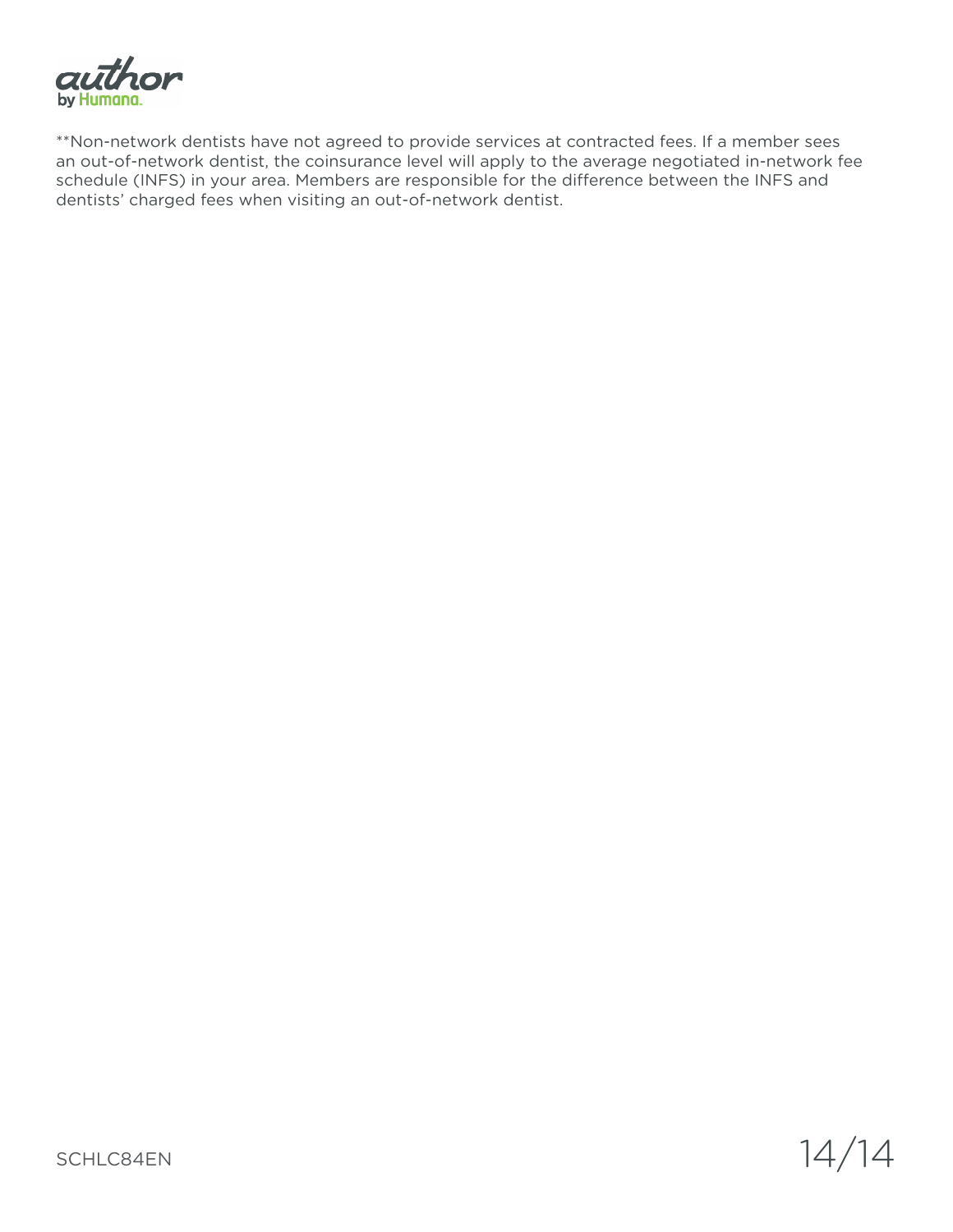**Non-network dentists have not agreed to provide services at contracted fees. If a member sees an out-of-network dentist, the coinsurance level will apply to the average negotiated in-network fee schedule (INFS) in your area. Members are responsible for the difference between the INFS and dentists' charged fees when visiting an out-of-network dentist.

SCHLC84EN